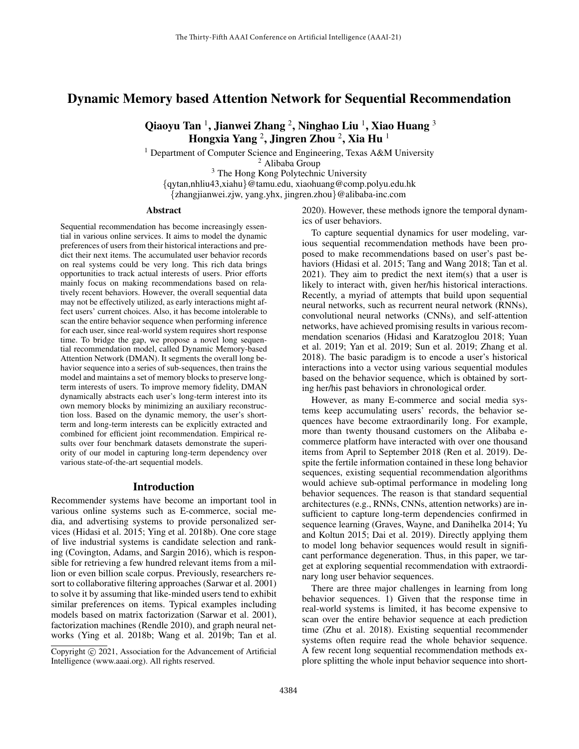# Dynamic Memory based Attention Network for Sequential Recommendation

**Qiaoyu Tan [1], Jianwei Zhang [2], Ninghao Liu [1], Xiao Huang [3]**
**Hongxia Yang [2], Jingren Zhou [2], Xia Hu [1]**

[1] Department of Computer Science and Engineering, Texas A&M University
[2] Alibaba Group
[3] The Hong Kong Polytechnic University
{qytan,nhliu43,xiahu}@tamu.edu, xiaohuang@comp.polyu.edu.hk
{zhangjianwei.zjw, yang.yhx, jingren.zhou}@alibaba-inc.com

## Abstract

Sequential recommendation has become increasingly essential in various online services. It aims to model the dynamic preferences of users from their historical interactions and predict their next items. The accumulated user behavior records on real systems could be very long. This rich data brings opportunities to track actual interests of users. Prior efforts mainly focus on making recommendations based on relatively recent behaviors. However, the overall sequential data may not be effectively utilized, as early interactions might affect users' current choices. Also, it has become intolerable to scan the entire behavior sequence when performing inference for each user, since real-world system requires short response time. To bridge the gap, we propose a novel long sequential recommendation model, called Dynamic Memory-based Attention Network (DMAN). It segments the overall long behavior sequence into a series of sub-sequences, then trains the model and maintains a set of memory blocks to preserve long-term interests of users. To improve memory fidelity, DMAN dynamically abstracts each user's long-term interest into its own memory blocks by minimizing an auxiliary reconstruction loss. Based on the dynamic memory, the user's short-term and long-term interests can be explicitly extracted and combined for efficient joint recommendation. Empirical results over four benchmark datasets demonstrate the superiority of our model in capturing long-term dependency over various state-of-the-art sequential models.

## Introduction

Recommender systems have become an important tool in various online systems such as E-commerce, social media, and advertising systems to provide personalized services (Hidasi et al. 2015; Ying et al. 2018b). One core stage of live industrial systems is candidate selection and ranking (Covington, Adams, and Sargin 2016), which is responsible for retrieving a few hundred relevant items from a million or even billion scale corpus. Previously, researchers resort to collaborative filtering approaches (Sarwar et al. 2001) to solve it by assuming that like-minded users tend to exhibit similar preferences on items. Typical examples including models based on matrix factorization (Sarwar et al. 2001), factorization machines (Rendle 2010), and graph neural networks (Ying et al. 2018b; Wang et al. 2019b; Tan et al. 2020). However, these methods ignore the temporal dynamics of user behaviors.

To capture sequential dynamics for user modeling, various sequential recommendation methods have been proposed to make recommendations based on user's past behaviors (Hidasi et al. 2015; Tang and Wang 2018; Tan et al. 2021). They aim to predict the next item(s) that a user is likely to interact with, given her/his historical interactions. Recently, a myriad of attempts that build upon sequential neural networks, such as recurrent neural network (RNNs), convolutional neural networks (CNNs), and self-attention networks, have achieved promising results in various recommendation scenarios (Hidasi and Karatzoglou 2018; Yuan et al. 2019; Yan et al. 2019; Sun et al. 2019; Zhang et al. 2018). The basic paradigm is to encode a user's historical interactions into a vector using various sequential modules based on the behavior sequence, which is obtained by sorting her/his past behaviors in chronological order.

However, as many E-commerce and social media systems keep accumulating users' records, the behavior sequences have become extraordinarily long. For example, more than twenty thousand customers on the Alibaba e-commerce platform have interacted with over one thousand items from April to September 2018 (Ren et al. 2019). Despite the fertile information contained in these long behavior sequences, existing sequential recommendation algorithms would achieve sub-optimal performance in modeling long behavior sequences. The reason is that standard sequential architectures (e.g., RNNs, CNNs, attention networks) are insufficient to capture long-term dependencies confirmed in sequence learning (Graves, Wayne, and Danihelka 2014; Yu and Koltun 2015; Dai et al. 2019). Directly applying them to model long behavior sequences would result in significant performance degeneration. Thus, in this paper, we target at exploring sequential recommendation with extraordinary long user behavior sequences.

There are three major challenges in learning from long behavior sequences. 1) Given that the response time in real-world systems is limited, it has become expensive to scan over the entire behavior sequence at each prediction time (Zhu et al. 2018). Existing sequential recommender systems often require read the whole behavior sequence. A few recent long sequential recommendation methods explore splitting the whole input behavior sequence into short-

Copyright © 2021, Association for the Advancement of Artificial Intelligence (www.aaai.org). All rights reserved.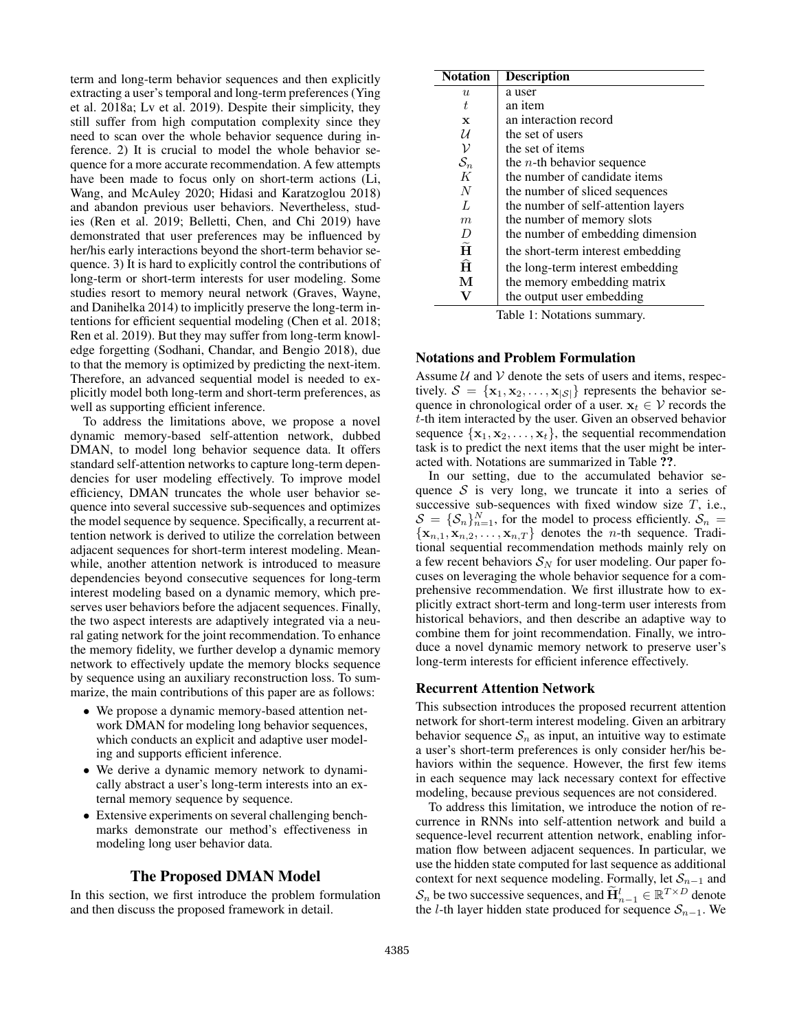term and long-term behavior sequences and then explicitly extracting a user's temporal and long-term preferences (Ying et al. 2018a; Lv et al. 2019). Despite their simplicity, they still suffer from high computation complexity since they need to scan over the whole behavior sequence during inference. 2) It is crucial to model the whole behavior sequence for a more accurate recommendation. A few attempts have been made to focus only on short-term actions (Li, Wang, and McAuley 2020; Hidasi and Karatzoglou 2018) and abandon previous user behaviors. Nevertheless, studies (Ren et al. 2019; Belletti, Chen, and Chi 2019) have demonstrated that user preferences may be influenced by her/his early interactions beyond the short-term behavior sequence. 3) It is hard to explicitly control the contributions of long-term or short-term interests for user modeling. Some studies resort to memory neural network (Graves, Wayne, and Danihelka 2014) to implicitly preserve the long-term intentions for efficient sequential modeling (Chen et al. 2018; Ren et al. 2019). But they may suffer from long-term knowledge forgetting (Sodhani, Chandar, and Bengio 2018), due to that the memory is optimized by predicting the next-item. Therefore, an advanced sequential model is needed to explicitly model both long-term and short-term preferences, as well as supporting efficient inference.

To address the limitations above, we propose a novel dynamic memory-based self-attention network, dubbed DMAN, to model long behavior sequence data. It offers standard self-attention networks to capture long-term dependencies for user modeling effectively. To improve model efficiency, DMAN truncates the whole user behavior sequence into several successive sub-sequences and optimizes the model sequence by sequence. Specifically, a recurrent attention network is derived to utilize the correlation between adjacent sequences for short-term interest modeling. Meanwhile, another attention network is introduced to measure dependencies beyond consecutive sequences for long-term interest modeling based on a dynamic memory, which preserves user behaviors before the adjacent sequences. Finally, the two aspect interests are adaptively integrated via a neural gating network for the joint recommendation. To enhance the memory fidelity, we further develop a dynamic memory network to effectively update the memory blocks sequence by sequence using an auxiliary reconstruction loss. To summarize, the main contributions of this paper are as follows:

- We propose a dynamic memory-based attention network DMAN for modeling long behavior sequences, which conducts an explicit and adaptive user modeling and supports efficient inference.
- We derive a dynamic memory network to dynamically abstract a user's long-term interests into an external memory sequence by sequence.
- Extensive experiments on several challenging benchmarks demonstrate our method's effectiveness in modeling long user behavior data.

## The Proposed DMAN Model

In this section, we first introduce the problem formulation and then discuss the proposed framework in detail.

| Notation | Description |
|---|---|
| $u$ | a user |
| $t$ | an item |
| $\mathbf{x}$ | an interaction record |
| $\mathcal{U}$ | the set of users |
| $\mathcal{V}$ | the set of items |
| $\mathcal{S}_n$ | the $n$-th behavior sequence |
| $K$ | the number of candidate items |
| $N$ | the number of sliced sequences |
| $L$ | the number of self-attention layers |
| $m$ | the number of memory slots |
| $D$ | the number of embedding dimension |
| $\widetilde{\mathbf{H}}$ | the short-term interest embedding |
| $\hat{\mathbf{H}}$ | the long-term interest embedding |
| $\mathbf{M}$ | the memory embedding matrix |
| $\mathbf{V}$ | the output user embedding |

Table 1: Notations summary.

### Notations and Problem Formulation

Assume $\mathcal{U}$ and $\mathcal{V}$ denote the sets of users and items, respectively. $\mathcal{S} = \{\mathbf{x}_1, \mathbf{x}_2, \ldots, \mathbf{x}_{|\mathcal{S}|}\}$ represents the behavior sequence in chronological order of a user. $\mathbf{x}_t \in \mathcal{V}$ records the $t$-th item interacted by the user. Given an observed behavior sequence $\{\mathbf{x}_1, \mathbf{x}_2, \ldots, \mathbf{x}_t\}$, the sequential recommendation task is to predict the next items that the user might be interacted with. Notations are summarized in Table ??.

In our setting, due to the accumulated behavior sequence $\mathcal{S}$ is very long, we truncate it into a series of successive sub-sequences with fixed window size $T$, i.e., $\mathcal{S} = \{\mathcal{S}_n\}_{n=1}^{N}$, for the model to process efficiently. $\mathcal{S}_n = \{\mathbf{x}_{n,1}, \mathbf{x}_{n,2}, \ldots, \mathbf{x}_{n,T}\}$ denotes the $n$-th sequence. Traditional sequential recommendation methods mainly rely on a few recent behaviors $\mathcal{S}_N$ for user modeling. Our paper focuses on leveraging the whole behavior sequence for a comprehensive recommendation. We first illustrate how to explicitly extract short-term and long-term user interests from historical behaviors, and then describe an adaptive way to combine them for joint recommendation. Finally, we introduce a novel dynamic memory network to preserve user's long-term interests for efficient inference effectively.

### Recurrent Attention Network

This subsection introduces the proposed recurrent attention network for short-term interest modeling. Given an arbitrary behavior sequence $\mathcal{S}_n$ as input, an intuitive way to estimate a user's short-term preferences is only consider her/his behaviors within the sequence. However, the first few items in each sequence may lack necessary context for effective modeling, because previous sequences are not considered.

To address this limitation, we introduce the notion of recurrence in RNNs into self-attention network and build a sequence-level recurrent attention network, enabling information flow between adjacent sequences. In particular, we use the hidden state computed for last sequence as additional context for next sequence modeling. Formally, let $\mathcal{S}_{n-1}$ and $\mathcal{S}_n$ be two successive sequences, and $\widetilde{\mathbf{H}}^l_{n-1} \in \mathbb{R}^{T \times D}$ denote the $l$-th layer hidden state produced for sequence $\mathcal{S}_{n-1}$. We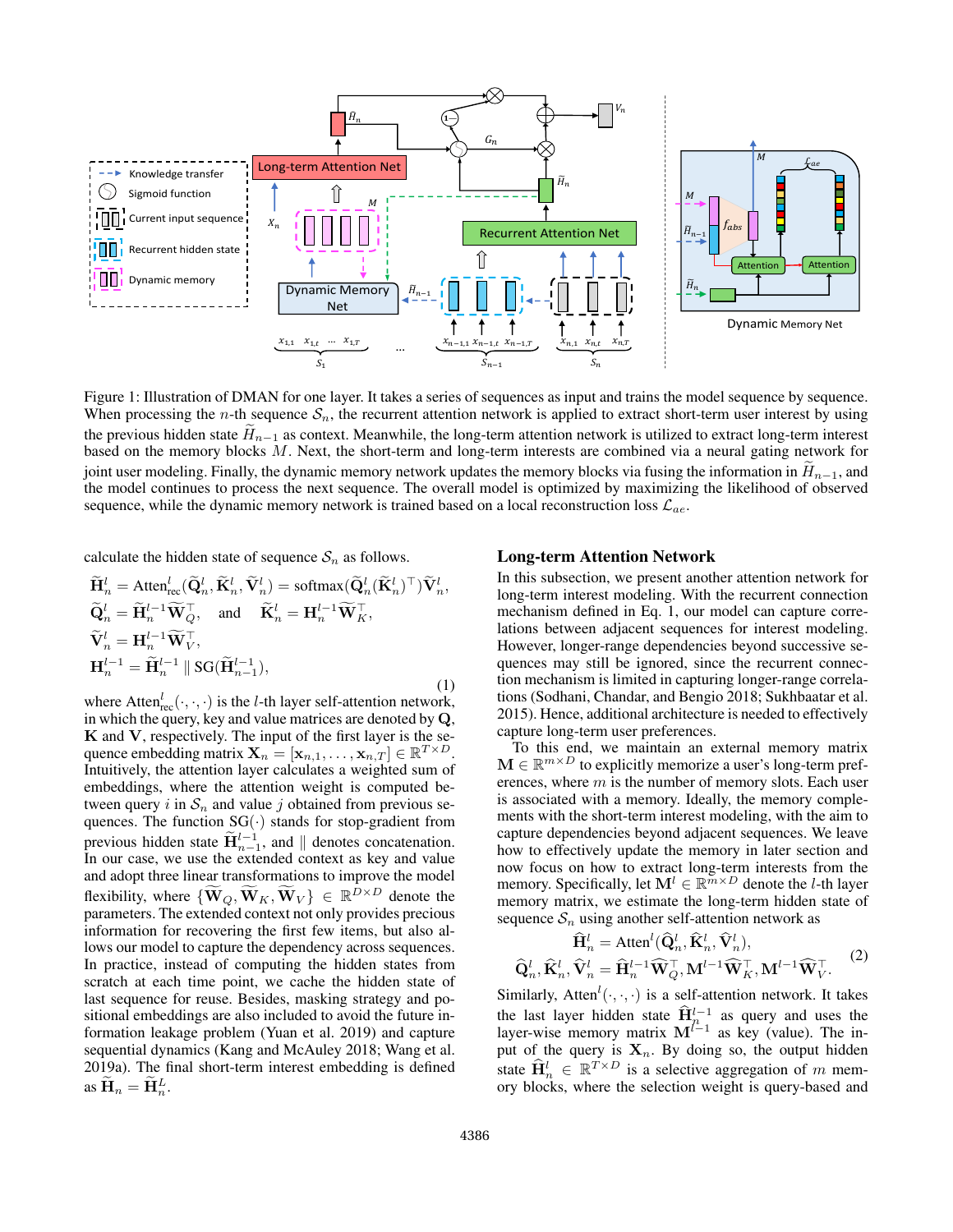Figure 1: Illustration of DMAN for one layer. It takes a series of sequences as input and trains the model sequence by sequence. When processing the $n$-th sequence $\mathcal{S}_n$, the recurrent attention network is applied to extract short-term user interest by using the previous hidden state $\widetilde{H}_{n-1}$ as context. Meanwhile, the long-term attention network is utilized to extract long-term interest based on the memory blocks $M$. Next, the short-term and long-term interests are combined via a neural gating network for joint user modeling. Finally, the dynamic memory network updates the memory blocks via fusing the information in $\widetilde{H}_{n-1}$, and the model continues to process the next sequence. The overall model is optimized by maximizing the likelihood of observed sequence, while the dynamic memory network is trained based on a local reconstruction loss $\mathcal{L}_{ae}$.

calculate the hidden state of sequence $\mathcal{S}_n$ as follows.

$$
\begin{aligned}
\widetilde{\mathbf{H}}_n^l &= \text{Atten}_{\text{rec}}^l(\widetilde{\mathbf{Q}}_n^l, \widetilde{\mathbf{K}}_n^l, \widetilde{\mathbf{V}}_n^l) = \text{softmax}(\widetilde{\mathbf{Q}}_n^l(\widetilde{\mathbf{K}}_n^l)^\top)\widetilde{\mathbf{V}}_n^l, \\
\widetilde{\mathbf{Q}}_n^l &= \widetilde{\mathbf{H}}_n^{l-1}\widetilde{\mathbf{W}}_Q^\top, \quad \text{and} \quad \widetilde{\mathbf{K}}_n^l = \mathbf{H}_n^{l-1}\widetilde{\mathbf{W}}_K^\top, \\
\widetilde{\mathbf{V}}_n^l &= \mathbf{H}_n^{l-1}\widetilde{\mathbf{W}}_V^\top, \\
\mathbf{H}_n^{l-1} &= \widetilde{\mathbf{H}}_n^{l-1} \parallel \text{SG}(\widetilde{\mathbf{H}}_{n-1}^{l-1}),
\end{aligned} \tag{1}
$$

where $\text{Atten}_{\text{rec}}^l(\cdot,\cdot,\cdot)$ is the $l$-th layer self-attention network, in which the query, key and value matrices are denoted by $\mathbf{Q}$, $\mathbf{K}$ and $\mathbf{V}$, respectively. The input of the first layer is the sequence embedding matrix $\mathbf{X}_n = [\mathbf{x}_{n,1}, \ldots, \mathbf{x}_{n,T}] \in \mathbb{R}^{T\times D}$. Intuitively, the attention layer calculates a weighted sum of embeddings, where the attention weight is computed between query $i$ in $\mathcal{S}_n$ and value $j$ obtained from previous sequences. The function $\text{SG}(\cdot)$ stands for stop-gradient from previous hidden state $\widetilde{\mathbf{H}}_{n-1}^{l-1}$, and $\parallel$ denotes concatenation. In our case, we use the extended context as key and value and adopt three linear transformations to improve the model flexibility, where $\{\widetilde{\mathbf{W}}_Q, \widetilde{\mathbf{W}}_K, \widetilde{\mathbf{W}}_V\} \in \mathbb{R}^{D\times D}$ denote the parameters. The extended context not only provides precious information for recovering the first few items, but also allows our model to capture the dependency across sequences. In practice, instead of computing the hidden states from scratch at each time point, we cache the hidden state of last sequence for reuse. Besides, masking strategy and positional embeddings are also included to avoid the future information leakage problem (Yuan et al. 2019) and capture sequential dynamics (Kang and McAuley 2018; Wang et al. 2019a). The final short-term interest embedding is defined as $\widetilde{\mathbf{H}}_n = \widetilde{\mathbf{H}}_n^L$.

## Long-term Attention Network

In this subsection, we present another attention network for long-term interest modeling. With the recurrent connection mechanism defined in Eq. 1, our model can capture correlations between adjacent sequences for interest modeling. However, longer-range dependencies beyond successive sequences may still be ignored, since the recurrent connection mechanism is limited in capturing longer-range correlations (Sodhani, Chandar, and Bengio 2018; Sukhbaatar et al. 2015). Hence, additional architecture is needed to effectively capture long-term user preferences.

To this end, we maintain an external memory matrix $\mathbf{M} \in \mathbb{R}^{m\times D}$ to explicitly memorize a user's long-term preferences, where $m$ is the number of memory slots. Each user is associated with a memory. Ideally, the memory complements with the short-term interest modeling, with the aim to capture dependencies beyond adjacent sequences. We leave how to effectively update the memory in later section and now focus on how to extract long-term interests from the memory. Specifically, let $\mathbf{M}^l \in \mathbb{R}^{m\times D}$ denote the $l$-th layer memory matrix, we estimate the long-term hidden state of sequence $\mathcal{S}_n$ using another self-attention network as

$$
\begin{aligned}
\widehat{\mathbf{H}}_n^l &= \text{Atten}^l(\widehat{\mathbf{Q}}_n^l, \widehat{\mathbf{K}}_n^l, \widehat{\mathbf{V}}_n^l), \\
\widehat{\mathbf{Q}}_n^l, \widehat{\mathbf{K}}_n^l, \widehat{\mathbf{V}}_n^l &= \widehat{\mathbf{H}}_n^{l-1}\widehat{\mathbf{W}}_Q^\top, \mathbf{M}^{l-1}\widehat{\mathbf{W}}_K^\top, \mathbf{M}^{l-1}\widehat{\mathbf{W}}_V^\top.
\end{aligned} \tag{2}
$$

Similarly, $\text{Atten}^l(\cdot,\cdot,\cdot)$ is a self-attention network. It takes the last layer hidden state $\widehat{\mathbf{H}}_n^{l-1}$ as query and uses the layer-wise memory matrix $\mathbf{M}^{l-1}$ as key (value). The input of the query is $\mathbf{X}_n$. By doing so, the output hidden state $\widehat{\mathbf{H}}_n^l \in \mathbb{R}^{T\times D}$ is a selective aggregation of $m$ memory blocks, where the selection weight is query-based and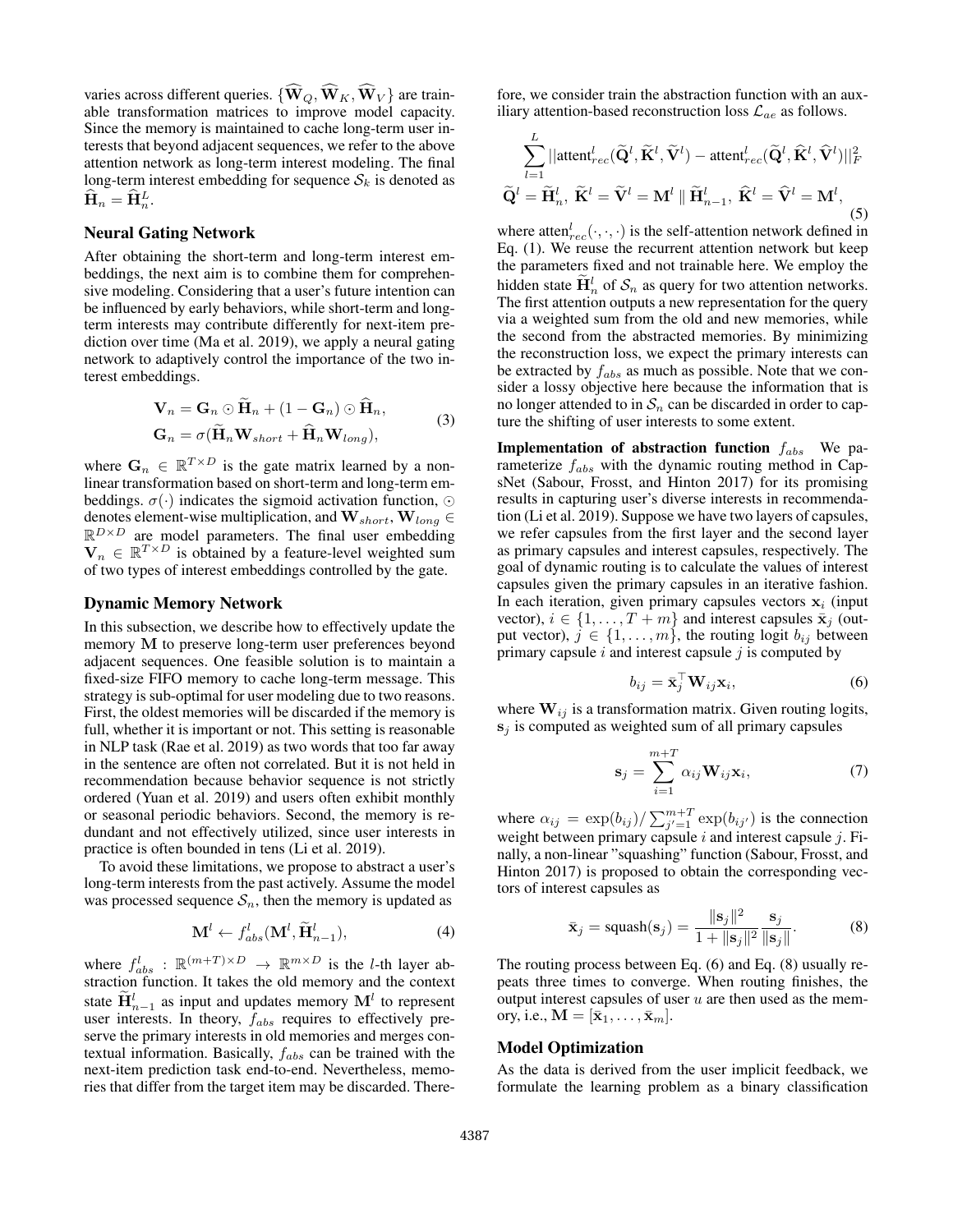varies across different queries. $\{\widehat{\mathbf{W}}_Q, \widehat{\mathbf{W}}_K, \widehat{\mathbf{W}}_V\}$ are trainable transformation matrices to improve model capacity. Since the memory is maintained to cache long-term user interests that beyond adjacent sequences, we refer to the above attention network as long-term interest modeling. The final long-term interest embedding for sequence $\mathcal{S}_k$ is denoted as $\widehat{\mathbf{H}}_n = \widehat{\mathbf{H}}_n^L$.

## Neural Gating Network

After obtaining the short-term and long-term interest embeddings, the next aim is to combine them for comprehensive modeling. Considering that a user's future intention can be influenced by early behaviors, while short-term and long-term interests may contribute differently for next-item prediction over time (Ma et al. 2019), we apply a neural gating network to adaptively control the importance of the two interest embeddings.

$$
\begin{aligned}
\mathbf{V}_n &= \mathbf{G}_n \odot \widetilde{\mathbf{H}}_n + (1 - \mathbf{G}_n) \odot \widehat{\mathbf{H}}_n, \\
\mathbf{G}_n &= \sigma(\widetilde{\mathbf{H}}_n \mathbf{W}_{short} + \widehat{\mathbf{H}}_n \mathbf{W}_{long}),
\end{aligned} \tag{3}
$$

where $\mathbf{G}_n \in \mathbb{R}^{T \times D}$ is the gate matrix learned by a non-linear transformation based on short-term and long-term embeddings. $\sigma(\cdot)$ indicates the sigmoid activation function, $\odot$ denotes element-wise multiplication, and $\mathbf{W}_{short}, \mathbf{W}_{long} \in \mathbb{R}^{D \times D}$ are model parameters. The final user embedding $\mathbf{V}_n \in \mathbb{R}^{T \times D}$ is obtained by a feature-level weighted sum of two types of interest embeddings controlled by the gate.

## Dynamic Memory Network

In this subsection, we describe how to effectively update the memory $\mathbf{M}$ to preserve long-term user preferences beyond adjacent sequences. One feasible solution is to maintain a fixed-size FIFO memory to cache long-term message. This strategy is sub-optimal for user modeling due to two reasons. First, the oldest memories will be discarded if the memory is full, whether it is important or not. This setting is reasonable in NLP task (Rae et al. 2019) as two words that too far away in the sentence are often not correlated. But it is not held in recommendation because behavior sequence is not strictly ordered (Yuan et al. 2019) and users often exhibit monthly or seasonal periodic behaviors. Second, the memory is redundant and not effectively utilized, since user interests in practice is often bounded in tens (Li et al. 2019).

To avoid these limitations, we propose to abstract a user's long-term interests from the past actively. Assume the model was processed sequence $\mathcal{S}_n$, then the memory is updated as

$$
\mathbf{M}^l \leftarrow f_{abs}^l(\mathbf{M}^l, \widetilde{\mathbf{H}}_{n-1}^l), \tag{4}
$$

where $f_{abs}^l : \mathbb{R}^{(m+T) \times D} \rightarrow \mathbb{R}^{m \times D}$ is the $l$-th layer abstraction function. It takes the old memory and the context state $\widetilde{\mathbf{H}}_{n-1}^l$ as input and updates memory $\mathbf{M}^l$ to represent user interests. In theory, $f_{abs}$ requires to effectively preserve the primary interests in old memories and merges contextual information. Basically, $f_{abs}$ can be trained with the next-item prediction task end-to-end. Nevertheless, memories that differ from the target item may be discarded. Therefore, we consider train the abstraction function with an auxiliary attention-based reconstruction loss $\mathcal{L}_{ae}$ as follows.

$$
\begin{aligned}
&\sum_{l=1}^{L} ||\text{attent}_{rec}^l(\widetilde{\mathbf{Q}}^l, \widetilde{\mathbf{K}}^l, \widetilde{\mathbf{V}}^l) - \text{attent}_{rec}^l(\widetilde{\mathbf{Q}}^l, \widehat{\mathbf{K}}^l, \widehat{\mathbf{V}}^l)||_F^2 \\
&\widetilde{\mathbf{Q}}^l = \widetilde{\mathbf{H}}_n^l,\ \widetilde{\mathbf{K}}^l = \widetilde{\mathbf{V}}^l = \mathbf{M}^l \parallel \widetilde{\mathbf{H}}_{n-1}^l,\ \widehat{\mathbf{K}}^l = \widehat{\mathbf{V}}^l = \mathbf{M}^l,
\end{aligned} \tag{5}
$$

where $\text{atten}_{rec}^l(\cdot, \cdot, \cdot)$ is the self-attention network defined in Eq. (1). We reuse the recurrent attention network but keep the parameters fixed and not trainable here. We employ the hidden state $\widetilde{\mathbf{H}}_n^l$ of $\mathcal{S}_n$ as query for two attention networks. The first attention outputs a new representation for the query via a weighted sum from the old and new memories, while the second from the abstracted memories. By minimizing the reconstruction loss, we expect the primary interests can be extracted by $f_{abs}$ as much as possible. Note that we consider a lossy objective here because the information that is no longer attended to in $\mathcal{S}_n$ can be discarded in order to capture the shifting of user interests to some extent.

**Implementation of abstraction function** $f_{abs}$ We parameterize $f_{abs}$ with the dynamic routing method in CapsNet (Sabour, Frosst, and Hinton 2017) for its promising results in capturing user's diverse interests in recommendation (Li et al. 2019). Suppose we have two layers of capsules, we refer capsules from the first layer and the second layer as primary capsules and interest capsules, respectively. The goal of dynamic routing is to calculate the values of interest capsules given the primary capsules in an iterative fashion. In each iteration, given primary capsules vectors $\mathbf{x}_i$ (input vector), $i \in \{1, \ldots, T+m\}$ and interest capsules $\bar{\mathbf{x}}_j$ (output vector), $j \in \{1, \ldots, m\}$, the routing logit $b_{ij}$ between primary capsule $i$ and interest capsule $j$ is computed by

$$
b_{ij} = \bar{\mathbf{x}}_j^\top \mathbf{W}_{ij} \mathbf{x}_i, \tag{6}
$$

where $\mathbf{W}_{ij}$ is a transformation matrix. Given routing logits, $\mathbf{s}_j$ is computed as weighted sum of all primary capsules

$$
\mathbf{s}_j = \sum_{i=1}^{m+T} \alpha_{ij} \mathbf{W}_{ij} \mathbf{x}_i, \tag{7}
$$

where $\alpha_{ij} = \exp(b_{ij}) / \sum_{j'=1}^{m+T} \exp(b_{ij'})$ is the connection weight between primary capsule $i$ and interest capsule $j$. Finally, a non-linear "squashing" function (Sabour, Frosst, and Hinton 2017) is proposed to obtain the corresponding vectors of interest capsules as

$$
\bar{\mathbf{x}}_j = \text{squash}(\mathbf{s}_j) = \frac{\|\mathbf{s}_j\|^2}{1 + \|\mathbf{s}_j\|^2} \frac{\mathbf{s}_j}{\|\mathbf{s}_j\|}. \tag{8}
$$

The routing process between Eq. (6) and Eq. (8) usually repeats three times to converge. When routing finishes, the output interest capsules of user $u$ are then used as the memory, i.e., $\mathbf{M} = [\bar{\mathbf{x}}_1, \ldots, \bar{\mathbf{x}}_m]$.

## Model Optimization

As the data is derived from the user implicit feedback, we formulate the learning problem as a binary classification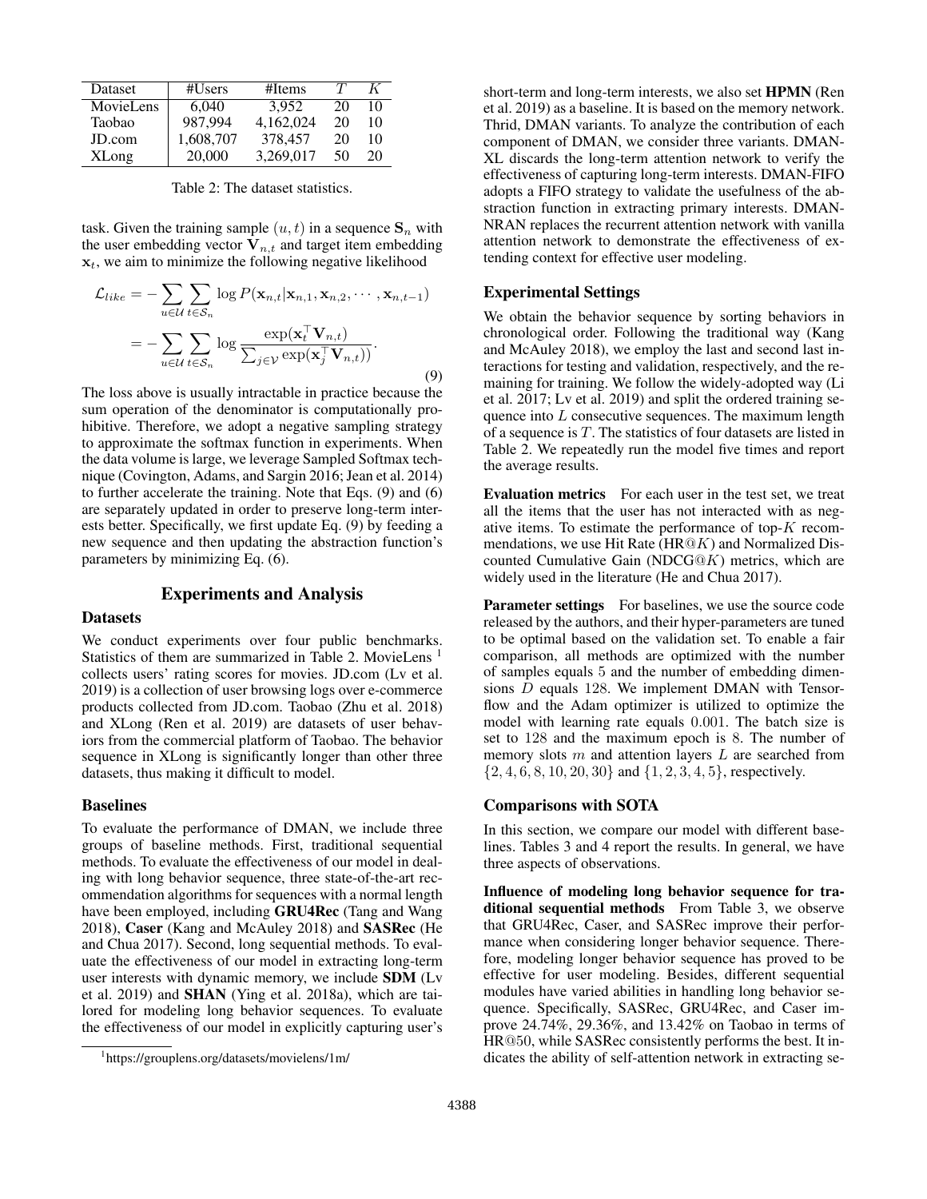| Dataset | #Users | #Items | $T$ | $K$ |
|---|---|---|---|---|
| MovieLens | 6,040 | 3,952 | 20 | 10 |
| Taobao | 987,994 | 4,162,024 | 20 | 10 |
| JD.com | 1,608,707 | 378,457 | 20 | 10 |
| XLong | 20,000 | 3,269,017 | 50 | 20 |

Table 2: The dataset statistics.

task. Given the training sample $(u, t)$ in a sequence $\mathbf{S}_n$ with the user embedding vector $\mathbf{V}_{n,t}$ and target item embedding $\mathbf{x}_t$, we aim to minimize the following negative likelihood

$$\mathcal{L}_{like} = -\sum_{u \in \mathcal{U}} \sum_{t \in \mathcal{S}_n} \log P(\mathbf{x}_{n,t} | \mathbf{x}_{n,1}, \mathbf{x}_{n,2}, \cdots, \mathbf{x}_{n,t-1}) = -\sum_{u \in \mathcal{U}} \sum_{t \in \mathcal{S}_n} \log \frac{\exp(\mathbf{x}_t^\top \mathbf{V}_{n,t})}{\sum_{j \in \mathcal{V}} \exp(\mathbf{x}_j^\top \mathbf{V}_{n,t}))}. \tag{9}$$

The loss above is usually intractable in practice because the sum operation of the denominator is computationally prohibitive. Therefore, we adopt a negative sampling strategy to approximate the softmax function in experiments. When the data volume is large, we leverage Sampled Softmax technique (Covington, Adams, and Sargin 2016; Jean et al. 2014) to further accelerate the training. Note that Eqs. (9) and (6) are separately updated in order to preserve long-term interests better. Specifically, we first update Eq. (9) by feeding a new sequence and then updating the abstraction function's parameters by minimizing Eq. (6).

## Experiments and Analysis

### Datasets

We conduct experiments over four public benchmarks. Statistics of them are summarized in Table 2. MovieLens [1] collects users' rating scores for movies. JD.com (Lv et al. 2019) is a collection of user browsing logs over e-commerce products collected from JD.com. Taobao (Zhu et al. 2018) and XLong (Ren et al. 2019) are datasets of user behaviors from the commercial platform of Taobao. The behavior sequence in XLong is significantly longer than other three datasets, thus making it difficult to model.

### Baselines

To evaluate the performance of DMAN, we include three groups of baseline methods. First, traditional sequential methods. To evaluate the effectiveness of our model in dealing with long behavior sequence, three state-of-the-art recommendation algorithms for sequences with a normal length have been employed, including **GRU4Rec** (Tang and Wang 2018), **Caser** (Kang and McAuley 2018) and **SASRec** (He and Chua 2017). Second, long sequential methods. To evaluate the effectiveness of our model in extracting long-term user interests with dynamic memory, we include **SDM** (Lv et al. 2019) and **SHAN** (Ying et al. 2018a), which are tailored for modeling long behavior sequences. To evaluate the effectiveness of our model in explicitly capturing user's short-term and long-term interests, we also set **HPMN** (Ren et al. 2019) as a baseline. It is based on the memory network. Thrid, DMAN variants. To analyze the contribution of each component of DMAN, we consider three variants. DMAN-XL discards the long-term attention network to verify the effectiveness of capturing long-term interests. DMAN-FIFO adopts a FIFO strategy to validate the usefulness of the abstraction function in extracting primary interests. DMAN-NRAN replaces the recurrent attention network with vanilla attention network to demonstrate the effectiveness of extending context for effective user modeling.

[1] https://grouplens.org/datasets/movielens/1m/

### Experimental Settings

We obtain the behavior sequence by sorting behaviors in chronological order. Following the traditional way (Kang and McAuley 2018), we employ the last and second last interactions for testing and validation, respectively, and the remaining for training. We follow the widely-adopted way (Li et al. 2017; Lv et al. 2019) and split the ordered training sequence into $L$ consecutive sequences. The maximum length of a sequence is $T$. The statistics of four datasets are listed in Table 2. We repeatedly run the model five times and report the average results.

**Evaluation metrics** For each user in the test set, we treat all the items that the user has not interacted with as negative items. To estimate the performance of top-$K$ recommendations, we use Hit Rate (HR@$K$) and Normalized Discounted Cumulative Gain (NDCG@$K$) metrics, which are widely used in the literature (He and Chua 2017).

**Parameter settings** For baselines, we use the source code released by the authors, and their hyper-parameters are tuned to be optimal based on the validation set. To enable a fair comparison, all methods are optimized with the number of samples equals 5 and the number of embedding dimensions $D$ equals 128. We implement DMAN with Tensorflow and the Adam optimizer is utilized to optimize the model with learning rate equals 0.001. The batch size is set to 128 and the maximum epoch is 8. The number of memory slots $m$ and attention layers $L$ are searched from $\{2, 4, 6, 8, 10, 20, 30\}$ and $\{1, 2, 3, 4, 5\}$, respectively.

### Comparisons with SOTA

In this section, we compare our model with different baselines. Tables 3 and 4 report the results. In general, we have three aspects of observations.

**Influence of modeling long behavior sequence for traditional sequential methods** From Table 3, we observe that GRU4Rec, Caser, and SASRec improve their performance when considering longer behavior sequence. Therefore, modeling longer behavior sequence has proved to be effective for user modeling. Besides, different sequential modules have varied abilities in handling long behavior sequence. Specifically, SASRec, GRU4Rec, and Caser improve 24.74%, 29.36%, and 13.42% on Taobao in terms of HR@50, while SASRec consistently performs the best. It indicates the ability of self-attention network in extracting se-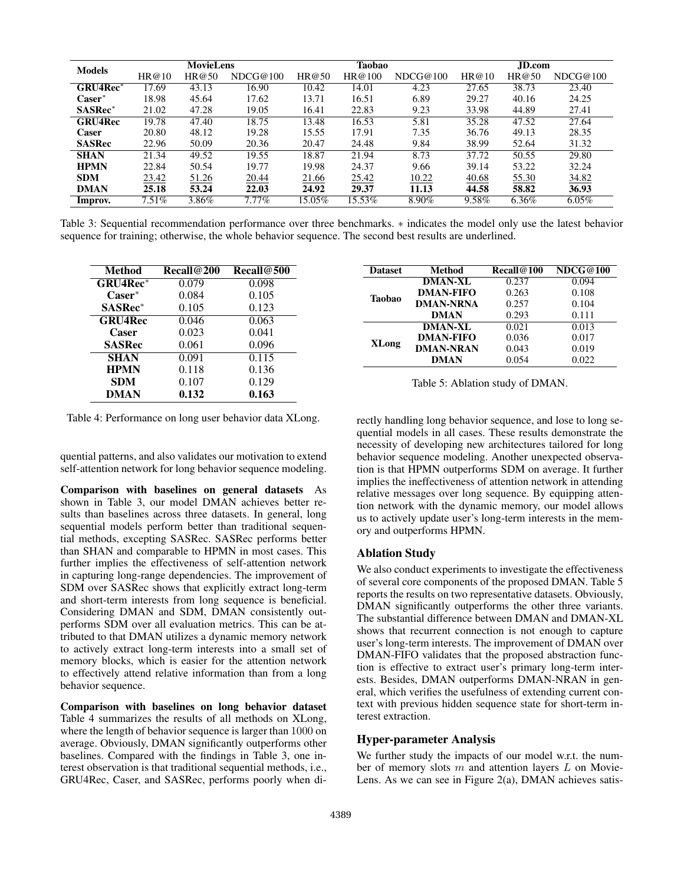| Models | MovieLens | | | Taobao | | | JD.com | | |
|---|---|---|---|---|---|---|---|---|---|
| | HR@10 | HR@50 | NDCG@100 | HR@50 | HR@100 | NDCG@100 | HR@10 | HR@50 | NDCG@100 |
| **GRU4Rec*** | 17.69 | 43.13 | 16.90 | 10.42 | 14.01 | 4.23 | 27.65 | 38.73 | 23.40 |
| **Caser*** | 18.98 | 45.64 | 17.62 | 13.71 | 16.51 | 6.89 | 29.27 | 40.16 | 24.25 |
| **SASRec*** | 21.02 | 47.28 | 19.05 | 16.41 | 22.83 | 9.23 | 33.98 | 44.89 | 27.41 |
| **GRU4Rec** | 19.78 | 47.40 | 18.75 | 13.48 | 16.53 | 5.81 | 35.28 | 47.52 | 27.64 |
| **Caser** | 20.80 | 48.12 | 19.28 | 15.55 | 17.91 | 7.35 | 36.76 | 49.13 | 28.35 |
| **SASRec** | 22.96 | 50.09 | 20.36 | 20.47 | 24.48 | 9.84 | 38.99 | 52.64 | 31.32 |
| **SHAN** | 21.34 | 49.52 | 19.55 | 18.87 | 21.94 | 8.73 | 37.72 | 50.55 | 29.80 |
| **HPMN** | 22.84 | 50.54 | 19.77 | 19.98 | 24.37 | 9.66 | 39.14 | 53.22 | 32.24 |
| **SDM** | <u>23.42</u> | <u>51.26</u> | <u>20.44</u> | <u>21.66</u> | <u>25.42</u> | <u>10.22</u> | <u>40.68</u> | <u>55.30</u> | <u>34.82</u> |
| **DMAN** | **25.18** | **53.24** | **22.03** | **24.92** | **29.37** | **11.13** | **44.58** | **58.82** | **36.93** |
| **Improv.** | 7.51% | 3.86% | 7.77% | 15.05% | 15.53% | 8.90% | 9.58% | 6.36% | 6.05% |

Table 3: Sequential recommendation performance over three benchmarks. $*$ indicates the model only use the latest behavior sequence for training; otherwise, the whole behavior sequence. The second best results are underlined.

| Method | Recall@200 | Recall@500 |
|---|---|---|
| **GRU4Rec*** | 0.079 | 0.098 |
| **Caser*** | 0.084 | 0.105 |
| **SASRec*** | 0.105 | 0.123 |
| **GRU4Rec** | 0.046 | 0.063 |
| **Caser** | 0.023 | 0.041 |
| **SASRec** | 0.061 | 0.096 |
| **SHAN** | 0.091 | 0.115 |
| **HPMN** | 0.118 | 0.136 |
| **SDM** | 0.107 | 0.129 |
| **DMAN** | **0.132** | **0.163** |

Table 4: Performance on long user behavior data XLong.

| Dataset | Method | Recall@100 | NDCG@100 |
|---|---|---|---|
| **Taobao** | **DMAN-XL** | 0.237 | 0.094 |
| | **DMAN-FIFO** | 0.263 | 0.108 |
| | **DMAN-NRNA** | 0.257 | 0.104 |
| | **DMAN** | 0.293 | 0.111 |
| **XLong** | **DMAN-XL** | 0.021 | 0.013 |
| | **DMAN-FIFO** | 0.036 | 0.017 |
| | **DMAN-NRAN** | 0.043 | 0.019 |
| | **DMAN** | 0.054 | 0.022 |

Table 5: Ablation study of DMAN.

quential patterns, and also validates our motivation to extend self-attention network for long behavior sequence modeling.

**Comparison with baselines on general datasets** As shown in Table 3, our model DMAN achieves better results than baselines across three datasets. In general, long sequential models perform better than traditional sequential methods, excepting SASRec. SASRec performs better than SHAN and comparable to HPMN in most cases. This further implies the effectiveness of self-attention network in capturing long-range dependencies. The improvement of SDM over SASRec shows that explicitly extract long-term and short-term interests from long sequence is beneficial. Considering DMAN and SDM, DMAN consistently outperforms SDM over all evaluation metrics. This can be attributed to that DMAN utilizes a dynamic memory network to actively extract long-term interests into a small set of memory blocks, which is easier for the attention network to effectively attend relative information than from a long behavior sequence.

**Comparison with baselines on long behavior dataset** Table 4 summarizes the results of all methods on XLong, where the length of behavior sequence is larger than 1000 on average. Obviously, DMAN significantly outperforms other baselines. Compared with the findings in Table 3, one interest observation is that traditional sequential methods, i.e., GRU4Rec, Caser, and SASRec, performs poorly when directly handling long behavior sequence, and lose to long sequential models in all cases. These results demonstrate the necessity of developing new architectures tailored for long behavior sequence modeling. Another unexpected observation is that HPMN outperforms SDM on average. It further implies the ineffectiveness of attention network in attending relative messages over long sequence. By equipping attention network with the dynamic memory, our model allows us to actively update user's long-term interests in the memory and outperforms HPMN.

## Ablation Study

We also conduct experiments to investigate the effectiveness of several core components of the proposed DMAN. Table 5 reports the results on two representative datasets. Obviously, DMAN significantly outperforms the other three variants. The substantial difference between DMAN and DMAN-XL shows that recurrent connection is not enough to capture user's long-term interests. The improvement of DMAN over DMAN-FIFO validates that the proposed abstraction function is effective to extract user's primary long-term interests. Besides, DMAN outperforms DMAN-NRAN in general, which verifies the usefulness of extending current context with previous hidden sequence state for short-term interest extraction.

## Hyper-parameter Analysis

We further study the impacts of our model w.r.t. the number of memory slots $m$ and attention layers $L$ on MovieLens. As we can see in Figure 2(a), DMAN achieves satis-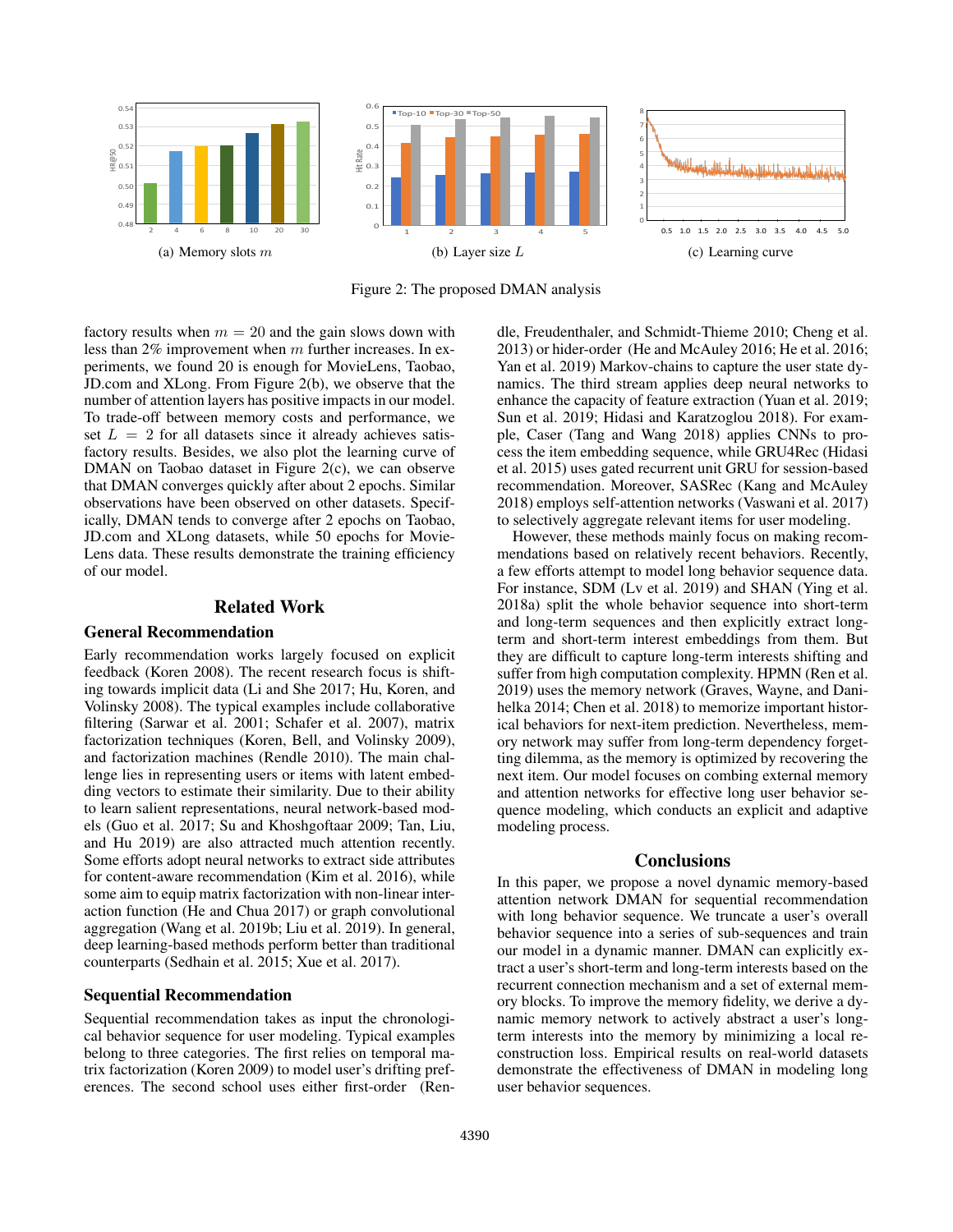(a) Memory slots $m$

(b) Layer size $L$

(c) Learning curve

Figure 2: The proposed DMAN analysis

factory results when $m = 20$ and the gain slows down with less than 2% improvement when $m$ further increases. In experiments, we found 20 is enough for MovieLens, Taobao, JD.com and XLong. From Figure 2(b), we observe that the number of attention layers has positive impacts in our model. To trade-off between memory costs and performance, we set $L = 2$ for all datasets since it already achieves satisfactory results. Besides, we also plot the learning curve of DMAN on Taobao dataset in Figure 2(c), we can observe that DMAN converges quickly after about 2 epochs. Similar observations have been observed on other datasets. Specifically, DMAN tends to converge after 2 epochs on Taobao, JD.com and XLong datasets, while 50 epochs for MovieLens data. These results demonstrate the training efficiency of our model.

## Related Work

### General Recommendation

Early recommendation works largely focused on explicit feedback (Koren 2008). The recent research focus is shifting towards implicit data (Li and She 2017; Hu, Koren, and Volinsky 2008). The typical examples include collaborative filtering (Sarwar et al. 2001; Schafer et al. 2007), matrix factorization techniques (Koren, Bell, and Volinsky 2009), and factorization machines (Rendle 2010). The main challenge lies in representing users or items with latent embedding vectors to estimate their similarity. Due to their ability to learn salient representations, neural network-based models (Guo et al. 2017; Su and Khoshgoftaar 2009; Tan, Liu, and Hu 2019) are also attracted much attention recently. Some efforts adopt neural networks to extract side attributes for content-aware recommendation (Kim et al. 2016), while some aim to equip matrix factorization with non-linear interaction function (He and Chua 2017) or graph convolutional aggregation (Wang et al. 2019b; Liu et al. 2019). In general, deep learning-based methods perform better than traditional counterparts (Sedhain et al. 2015; Xue et al. 2017).

### Sequential Recommendation

Sequential recommendation takes as input the chronological behavior sequence for user modeling. Typical examples belong to three categories. The first relies on temporal matrix factorization (Koren 2009) to model user's drifting preferences. The second school uses either first-order (Rendle, Freudenthaler, and Schmidt-Thieme 2010; Cheng et al. 2013) or hider-order (He and McAuley 2016; He et al. 2016; Yan et al. 2019) Markov-chains to capture the user state dynamics. The third stream applies deep neural networks to enhance the capacity of feature extraction (Yuan et al. 2019; Sun et al. 2019; Hidasi and Karatzoglou 2018). For example, Caser (Tang and Wang 2018) applies CNNs to process the item embedding sequence, while GRU4Rec (Hidasi et al. 2015) uses gated recurrent unit GRU for session-based recommendation. Moreover, SASRec (Kang and McAuley 2018) employs self-attention networks (Vaswani et al. 2017) to selectively aggregate relevant items for user modeling.

However, these methods mainly focus on making recommendations based on relatively recent behaviors. Recently, a few efforts attempt to model long behavior sequence data. For instance, SDM (Lv et al. 2019) and SHAN (Ying et al. 2018a) split the whole behavior sequence into short-term and long-term sequences and then explicitly extract long-term and short-term interest embeddings from them. But they are difficult to capture long-term interests shifting and suffer from high computation complexity. HPMN (Ren et al. 2019) uses the memory network (Graves, Wayne, and Danihelka 2014; Chen et al. 2018) to memorize important historical behaviors for next-item prediction. Nevertheless, memory network may suffer from long-term dependency forgetting dilemma, as the memory is optimized by recovering the next item. Our model focuses on combing external memory and attention networks for effective long user behavior sequence modeling, which conducts an explicit and adaptive modeling process.

## Conclusions

In this paper, we propose a novel dynamic memory-based attention network DMAN for sequential recommendation with long behavior sequence. We truncate a user's overall behavior sequence into a series of sub-sequences and train our model in a dynamic manner. DMAN can explicitly extract a user's short-term and long-term interests based on the recurrent connection mechanism and a set of external memory blocks. To improve the memory fidelity, we derive a dynamic memory network to actively abstract a user's long-term interests into the memory by minimizing a local reconstruction loss. Empirical results on real-world datasets demonstrate the effectiveness of DMAN in modeling long user behavior sequences.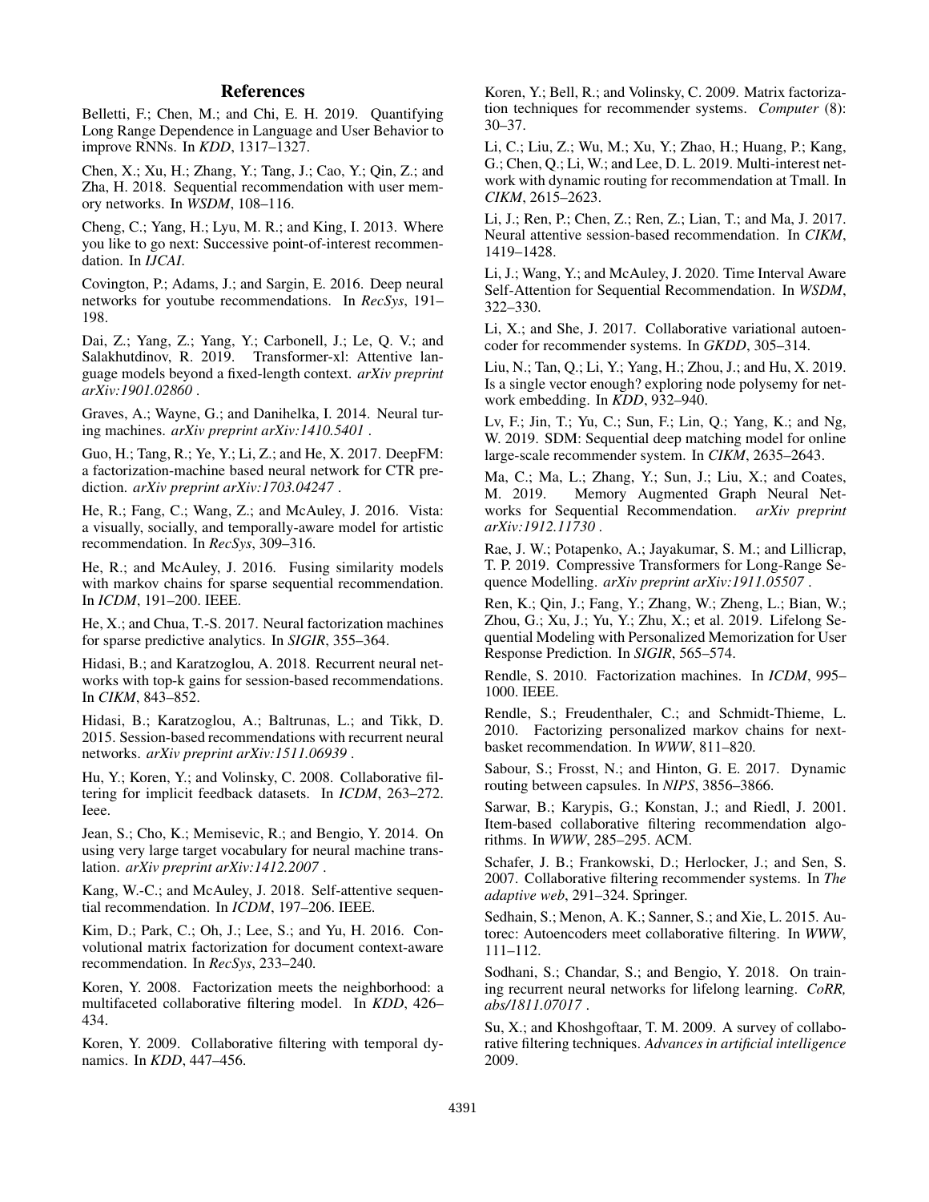## References

Belletti, F.; Chen, M.; and Chi, E. H. 2019. Quantifying Long Range Dependence in Language and User Behavior to improve RNNs. In *KDD*, 1317–1327.

Chen, X.; Xu, H.; Zhang, Y.; Tang, J.; Cao, Y.; Qin, Z.; and Zha, H. 2018. Sequential recommendation with user memory networks. In *WSDM*, 108–116.

Cheng, C.; Yang, H.; Lyu, M. R.; and King, I. 2013. Where you like to go next: Successive point-of-interest recommendation. In *IJCAI*.

Covington, P.; Adams, J.; and Sargin, E. 2016. Deep neural networks for youtube recommendations. In *RecSys*, 191–198.

Dai, Z.; Yang, Z.; Yang, Y.; Carbonell, J.; Le, Q. V.; and Salakhutdinov, R. 2019. Transformer-xl: Attentive language models beyond a fixed-length context. *arXiv preprint arXiv:1901.02860* .

Graves, A.; Wayne, G.; and Danihelka, I. 2014. Neural turing machines. *arXiv preprint arXiv:1410.5401* .

Guo, H.; Tang, R.; Ye, Y.; Li, Z.; and He, X. 2017. DeepFM: a factorization-machine based neural network for CTR prediction. *arXiv preprint arXiv:1703.04247* .

He, R.; Fang, C.; Wang, Z.; and McAuley, J. 2016. Vista: a visually, socially, and temporally-aware model for artistic recommendation. In *RecSys*, 309–316.

He, R.; and McAuley, J. 2016. Fusing similarity models with markov chains for sparse sequential recommendation. In *ICDM*, 191–200. IEEE.

He, X.; and Chua, T.-S. 2017. Neural factorization machines for sparse predictive analytics. In *SIGIR*, 355–364.

Hidasi, B.; and Karatzoglou, A. 2018. Recurrent neural networks with top-k gains for session-based recommendations. In *CIKM*, 843–852.

Hidasi, B.; Karatzoglou, A.; Baltrunas, L.; and Tikk, D. 2015. Session-based recommendations with recurrent neural networks. *arXiv preprint arXiv:1511.06939* .

Hu, Y.; Koren, Y.; and Volinsky, C. 2008. Collaborative filtering for implicit feedback datasets. In *ICDM*, 263–272. Ieee.

Jean, S.; Cho, K.; Memisevic, R.; and Bengio, Y. 2014. On using very large target vocabulary for neural machine translation. *arXiv preprint arXiv:1412.2007* .

Kang, W.-C.; and McAuley, J. 2018. Self-attentive sequential recommendation. In *ICDM*, 197–206. IEEE.

Kim, D.; Park, C.; Oh, J.; Lee, S.; and Yu, H. 2016. Convolutional matrix factorization for document context-aware recommendation. In *RecSys*, 233–240.

Koren, Y. 2008. Factorization meets the neighborhood: a multifaceted collaborative filtering model. In *KDD*, 426–434.

Koren, Y. 2009. Collaborative filtering with temporal dynamics. In *KDD*, 447–456.

Koren, Y.; Bell, R.; and Volinsky, C. 2009. Matrix factorization techniques for recommender systems. *Computer* (8): 30–37.

Li, C.; Liu, Z.; Wu, M.; Xu, Y.; Zhao, H.; Huang, P.; Kang, G.; Chen, Q.; Li, W.; and Lee, D. L. 2019. Multi-interest network with dynamic routing for recommendation at Tmall. In *CIKM*, 2615–2623.

Li, J.; Ren, P.; Chen, Z.; Ren, Z.; Lian, T.; and Ma, J. 2017. Neural attentive session-based recommendation. In *CIKM*, 1419–1428.

Li, J.; Wang, Y.; and McAuley, J. 2020. Time Interval Aware Self-Attention for Sequential Recommendation. In *WSDM*, 322–330.

Li, X.; and She, J. 2017. Collaborative variational autoencoder for recommender systems. In *GKDD*, 305–314.

Liu, N.; Tan, Q.; Li, Y.; Yang, H.; Zhou, J.; and Hu, X. 2019. Is a single vector enough? exploring node polysemy for network embedding. In *KDD*, 932–940.

Lv, F.; Jin, T.; Yu, C.; Sun, F.; Lin, Q.; Yang, K.; and Ng, W. 2019. SDM: Sequential deep matching model for online large-scale recommender system. In *CIKM*, 2635–2643.

Ma, C.; Ma, L.; Zhang, Y.; Sun, J.; Liu, X.; and Coates, M. 2019. Memory Augmented Graph Neural Networks for Sequential Recommendation. *arXiv preprint arXiv:1912.11730* .

Rae, J. W.; Potapenko, A.; Jayakumar, S. M.; and Lillicrap, T. P. 2019. Compressive Transformers for Long-Range Sequence Modelling. *arXiv preprint arXiv:1911.05507* .

Ren, K.; Qin, J.; Fang, Y.; Zhang, W.; Zheng, L.; Bian, W.; Zhou, G.; Xu, J.; Yu, Y.; Zhu, X.; et al. 2019. Lifelong Sequential Modeling with Personalized Memorization for User Response Prediction. In *SIGIR*, 565–574.

Rendle, S. 2010. Factorization machines. In *ICDM*, 995–1000. IEEE.

Rendle, S.; Freudenthaler, C.; and Schmidt-Thieme, L. 2010. Factorizing personalized markov chains for next-basket recommendation. In *WWW*, 811–820.

Sabour, S.; Frosst, N.; and Hinton, G. E. 2017. Dynamic routing between capsules. In *NIPS*, 3856–3866.

Sarwar, B.; Karypis, G.; Konstan, J.; and Riedl, J. 2001. Item-based collaborative filtering recommendation algorithms. In *WWW*, 285–295. ACM.

Schafer, J. B.; Frankowski, D.; Herlocker, J.; and Sen, S. 2007. Collaborative filtering recommender systems. In *The adaptive web*, 291–324. Springer.

Sedhain, S.; Menon, A. K.; Sanner, S.; and Xie, L. 2015. Autorec: Autoencoders meet collaborative filtering. In *WWW*, 111–112.

Sodhani, S.; Chandar, S.; and Bengio, Y. 2018. On training recurrent neural networks for lifelong learning. *CoRR, abs/1811.07017* .

Su, X.; and Khoshgoftaar, T. M. 2009. A survey of collaborative filtering techniques. *Advances in artificial intelligence* 2009.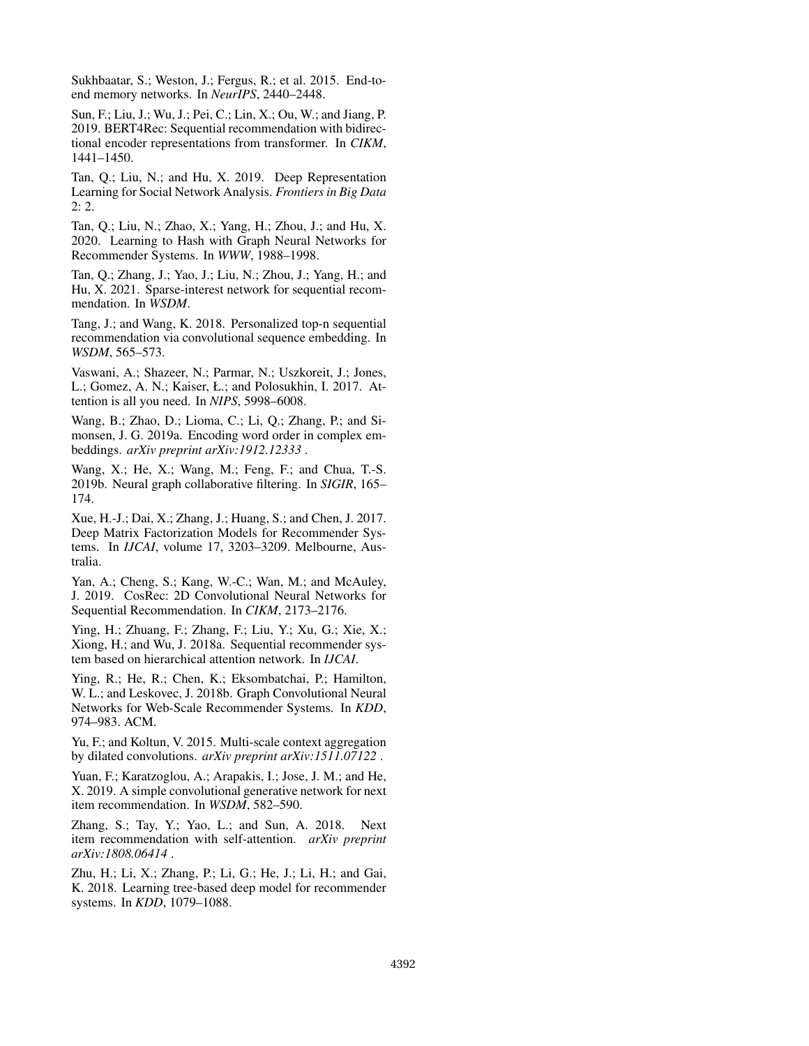Sukhbaatar, S.; Weston, J.; Fergus, R.; et al. 2015. End-to-end memory networks. In *NeurIPS*, 2440–2448.

Sun, F.; Liu, J.; Wu, J.; Pei, C.; Lin, X.; Ou, W.; and Jiang, P. 2019. BERT4Rec: Sequential recommendation with bidirectional encoder representations from transformer. In *CIKM*, 1441–1450.

Tan, Q.; Liu, N.; and Hu, X. 2019. Deep Representation Learning for Social Network Analysis. *Frontiers in Big Data* 2: 2.

Tan, Q.; Liu, N.; Zhao, X.; Yang, H.; Zhou, J.; and Hu, X. 2020. Learning to Hash with Graph Neural Networks for Recommender Systems. In *WWW*, 1988–1998.

Tan, Q.; Zhang, J.; Yao, J.; Liu, N.; Zhou, J.; Yang, H.; and Hu, X. 2021. Sparse-interest network for sequential recommendation. In *WSDM*.

Tang, J.; and Wang, K. 2018. Personalized top-n sequential recommendation via convolutional sequence embedding. In *WSDM*, 565–573.

Vaswani, A.; Shazeer, N.; Parmar, N.; Uszkoreit, J.; Jones, L.; Gomez, A. N.; Kaiser, Ł.; and Polosukhin, I. 2017. Attention is all you need. In *NIPS*, 5998–6008.

Wang, B.; Zhao, D.; Lioma, C.; Li, Q.; Zhang, P.; and Simonsen, J. G. 2019a. Encoding word order in complex embeddings. *arXiv preprint arXiv:1912.12333* .

Wang, X.; He, X.; Wang, M.; Feng, F.; and Chua, T.-S. 2019b. Neural graph collaborative filtering. In *SIGIR*, 165–174.

Xue, H.-J.; Dai, X.; Zhang, J.; Huang, S.; and Chen, J. 2017. Deep Matrix Factorization Models for Recommender Systems. In *IJCAI*, volume 17, 3203–3209. Melbourne, Australia.

Yan, A.; Cheng, S.; Kang, W.-C.; Wan, M.; and McAuley, J. 2019. CosRec: 2D Convolutional Neural Networks for Sequential Recommendation. In *CIKM*, 2173–2176.

Ying, H.; Zhuang, F.; Zhang, F.; Liu, Y.; Xu, G.; Xie, X.; Xiong, H.; and Wu, J. 2018a. Sequential recommender system based on hierarchical attention network. In *IJCAI*.

Ying, R.; He, R.; Chen, K.; Eksombatchai, P.; Hamilton, W. L.; and Leskovec, J. 2018b. Graph Convolutional Neural Networks for Web-Scale Recommender Systems. In *KDD*, 974–983. ACM.

Yu, F.; and Koltun, V. 2015. Multi-scale context aggregation by dilated convolutions. *arXiv preprint arXiv:1511.07122* .

Yuan, F.; Karatzoglou, A.; Arapakis, I.; Jose, J. M.; and He, X. 2019. A simple convolutional generative network for next item recommendation. In *WSDM*, 582–590.

Zhang, S.; Tay, Y.; Yao, L.; and Sun, A. 2018. Next item recommendation with self-attention. *arXiv preprint arXiv:1808.06414* .

Zhu, H.; Li, X.; Zhang, P.; Li, G.; He, J.; Li, H.; and Gai, K. 2018. Learning tree-based deep model for recommender systems. In *KDD*, 1079–1088.